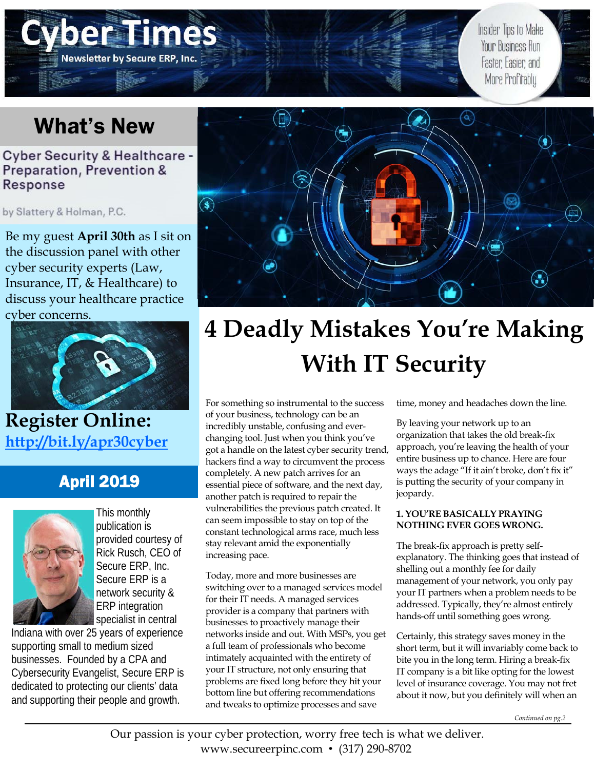# Cyber Times

**Newsletter by Secure ERP, Inc.**

Insider Tips to Make Your Business Run Faster, Easier, and More Profitably

## What's New

### Cyber Security & Healthcare - Preparation, Prevention & Response

by Slattery & Holman, P.C.

Be my guest **April 30th** as I sit on the discussion panel with other cyber security experts (Law, Insurance, IT, & Healthcare) to discuss your healthcare practice cyber concerns.

**Register Online:**
**http://bit.ly/apr30cyber**

## April 2019

This monthly publication is provided courtesy of Rick Rusch, CEO of Secure ERP, Inc. Secure ERP is a network security & ERP integration specialist in central Indiana with over 25 years of experience supporting small to medium sized businesses. Founded by a CPA and Cybersecurity Evangelist, Secure ERP is dedicated to protecting our clients' data and supporting their people and growth.

# 4 Deadly Mistakes You're Making With IT Security

For something so instrumental to the success of your business, technology can be an incredibly unstable, confusing and ever-changing tool. Just when you think you've got a handle on the latest cyber security trend, hackers find a way to circumvent the process completely. A new patch arrives for an essential piece of software, and the next day, another patch is required to repair the vulnerabilities the previous patch created. It can seem impossible to stay on top of the constant technological arms race, much less stay relevant amid the exponentially increasing pace.

Today, more and more businesses are switching over to a managed services model for their IT needs. A managed services provider is a company that partners with businesses to proactively manage their networks inside and out. With MSPs, you get a full team of professionals who become intimately acquainted with the entirety of your IT structure, not only ensuring that problems are fixed long before they hit your bottom line but offering recommendations and tweaks to optimize processes and save time, money and headaches down the line.

By leaving your network up to an organization that takes the old break-fix approach, you're leaving the health of your entire business up to chance. Here are four ways the adage "If it ain't broke, don't fix it" is putting the security of your company in jeopardy.

**1. YOU'RE BASICALLY PRAYING NOTHING EVER GOES WRONG.**

The break-fix approach is pretty self-explanatory. The thinking goes that instead of shelling out a monthly fee for daily management of your network, you only pay your IT partners when a problem needs to be addressed. Typically, they're almost entirely hands-off until something goes wrong.

Certainly, this strategy saves money in the short term, but it will invariably come back to bite you in the long term. Hiring a break-fix IT company is a bit like opting for the lowest level of insurance coverage. You may not fret about it now, but you definitely will when an

*Continued on pg.2*

Our passion is your cyber protection, worry free tech is what we deliver.
www.secureerpinc.com • (317) 290-8702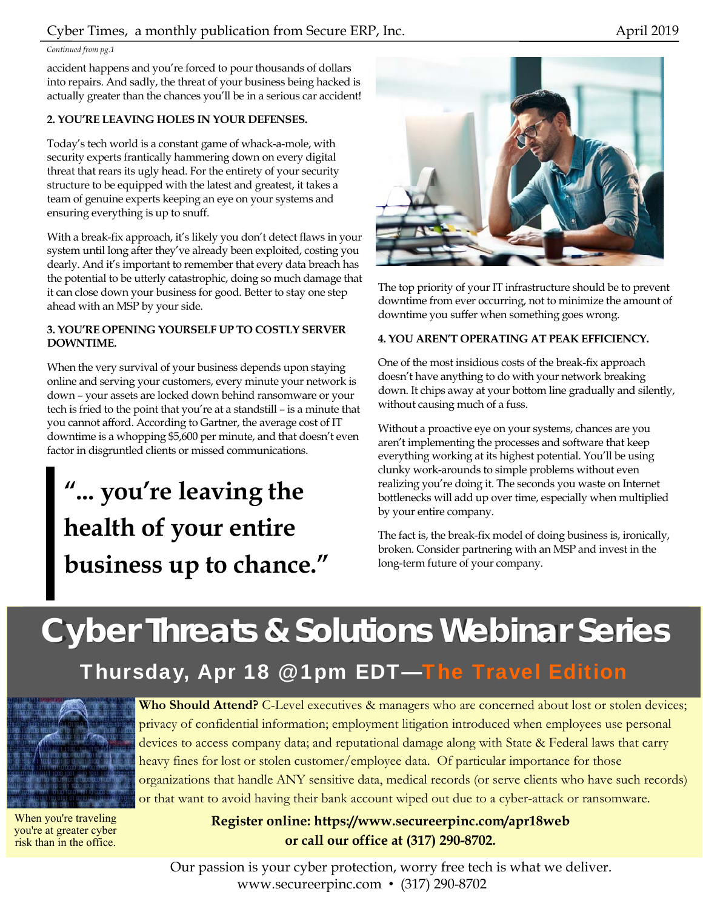*Continued from pg.1*

accident happens and you're forced to pour thousands of dollars into repairs. And sadly, the threat of your business being hacked is actually greater than the chances you'll be in a serious car accident!

**2. YOU'RE LEAVING HOLES IN YOUR DEFENSES.**

Today's tech world is a constant game of whack-a-mole, with security experts frantically hammering down on every digital threat that rears its ugly head. For the entirety of your security structure to be equipped with the latest and greatest, it takes a team of genuine experts keeping an eye on your systems and ensuring everything is up to snuff.

With a break-fix approach, it's likely you don't detect flaws in your system until long after they've already been exploited, costing you dearly. And it's important to remember that every data breach has the potential to be utterly catastrophic, doing so much damage that it can close down your business for good. Better to stay one step ahead with an MSP by your side.

**3. YOU'RE OPENING YOURSELF UP TO COSTLY SERVER DOWNTIME.**

When the very survival of your business depends upon staying online and serving your customers, every minute your network is down – your assets are locked down behind ransomware or your tech is fried to the point that you're at a standstill – is a minute that you cannot afford. According to Gartner, the average cost of IT downtime is a whopping $5,600 per minute, and that doesn't even factor in disgruntled clients or missed communications.

> **"... you're leaving the health of your entire business up to chance."**

The top priority of your IT infrastructure should be to prevent downtime from ever occurring, not to minimize the amount of downtime you suffer when something goes wrong.

**4. YOU AREN'T OPERATING AT PEAK EFFICIENCY.**

One of the most insidious costs of the break-fix approach doesn't have anything to do with your network breaking down. It chips away at your bottom line gradually and silently, without causing much of a fuss.

Without a proactive eye on your systems, chances are you aren't implementing the processes and software that keep everything working at its highest potential. You'll be using clunky work-arounds to simple problems without even realizing you're doing it. The seconds you waste on Internet bottlenecks will add up over time, especially when multiplied by your entire company.

The fact is, the break-fix model of doing business is, ironically, broken. Consider partnering with an MSP and invest in the long-term future of your company.

# Cyber Threats & Solutions Webinar Series

## Thursday, Apr 18 @1pm EDT—The Travel Edition

When you're traveling you're at greater cyber risk than in the office.

**Who Should Attend?** C-Level executives & managers who are concerned about lost or stolen devices; privacy of confidential information; employment litigation introduced when employees use personal devices to access company data; and reputational damage along with State & Federal laws that carry heavy fines for lost or stolen customer/employee data. Of particular importance for those organizations that handle ANY sensitive data, medical records (or serve clients who have such records) or that want to avoid having their bank account wiped out due to a cyber-attack or ransomware.

**Register online: https://www.secureerpinc.com/apr18web or call our office at (317) 290-8702.**

Our passion is your cyber protection, worry free tech is what we deliver.
www.secureerpinc.com • (317) 290-8702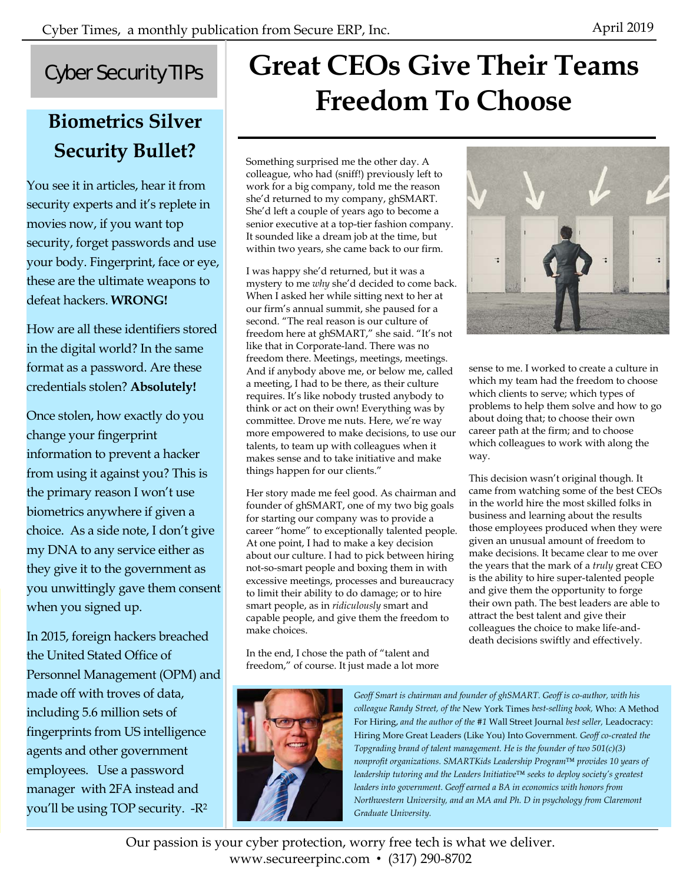## Cyber Security TIPs

### Biometrics Silver Security Bullet?

You see it in articles, hear it from security experts and it's replete in movies now, if you want top security, forget passwords and use your body. Fingerprint, face or eye, these are the ultimate weapons to defeat hackers. **WRONG!**

How are all these identifiers stored in the digital world? In the same format as a password. Are these credentials stolen? **Absolutely!**

Once stolen, how exactly do you change your fingerprint information to prevent a hacker from using it against you? This is the primary reason I won't use biometrics anywhere if given a choice. As a side note, I don't give my DNA to any service either as they give it to the government as you unwittingly gave them consent when you signed up.

In 2015, foreign hackers breached the United Stated Office of Personnel Management (OPM) and made off with troves of data, including 5.6 million sets of fingerprints from US intelligence agents and other government employees. Use a password manager with 2FA instead and you'll be using TOP security. -$R^2$

# Great CEOs Give Their Teams Freedom To Choose

Something surprised me the other day. A colleague, who had (sniff!) previously left to work for a big company, told me the reason she'd returned to my company, ghSMART. She'd left a couple of years ago to become a senior executive at a top-tier fashion company. It sounded like a dream job at the time, but within two years, she came back to our firm.

I was happy she'd returned, but it was a mystery to me *why* she'd decided to come back. When I asked her while sitting next to her at our firm's annual summit, she paused for a second. "The real reason is our culture of freedom here at ghSMART," she said. "It's not like that in Corporate-land. There was no freedom there. Meetings, meetings, meetings. And if anybody above me, or below me, called a meeting, I had to be there, as their culture requires. It's like nobody trusted anybody to think or act on their own! Everything was by committee. Drove me nuts. Here, we're way more empowered to make decisions, to use our talents, to team up with colleagues when it makes sense and to take initiative and make things happen for our clients."

Her story made me feel good. As chairman and founder of ghSMART, one of my two big goals for starting our company was to provide a career "home" to exceptionally talented people. At one point, I had to make a key decision about our culture. I had to pick between hiring not-so-smart people and boxing them in with excessive meetings, processes and bureaucracy to limit their ability to do damage; or to hire smart people, as in *ridiculously* smart and capable people, and give them the freedom to make choices.

In the end, I chose the path of "talent and freedom," of course. It just made a lot more sense to me. I worked to create a culture in which my team had the freedom to choose which clients to serve; which types of problems to help them solve and how to go about doing that; to choose their own career path at the firm; and to choose which colleagues to work with along the way.

This decision wasn't original though. It came from watching some of the best CEOs in the world hire the most skilled folks in business and learning about the results those employees produced when they were given an unusual amount of freedom to make decisions. It became clear to me over the years that the mark of a *truly* great CEO is the ability to hire super-talented people and give them the opportunity to forge their own path. The best leaders are able to attract the best talent and give their colleagues the choice to make life-and-death decisions swiftly and effectively.

*Geoff Smart is chairman and founder of ghSMART. Geoff is co-author, with his colleague Randy Street, of the* New York Times *best-selling book,* Who: A Method For Hiring, *and the author of the #1* Wall Street Journal *best seller,* Leadocracy: Hiring More Great Leaders (Like You) Into Government. *Geoff co-created the Topgrading brand of talent management. He is the founder of two 501(c)(3) nonprofit organizations. SMARTKids Leadership Program™ provides 10 years of leadership tutoring and the Leaders Initiative™ seeks to deploy society's greatest leaders into government. Geoff earned a BA in economics with honors from Northwestern University, and an MA and Ph. D in psychology from Claremont Graduate University.*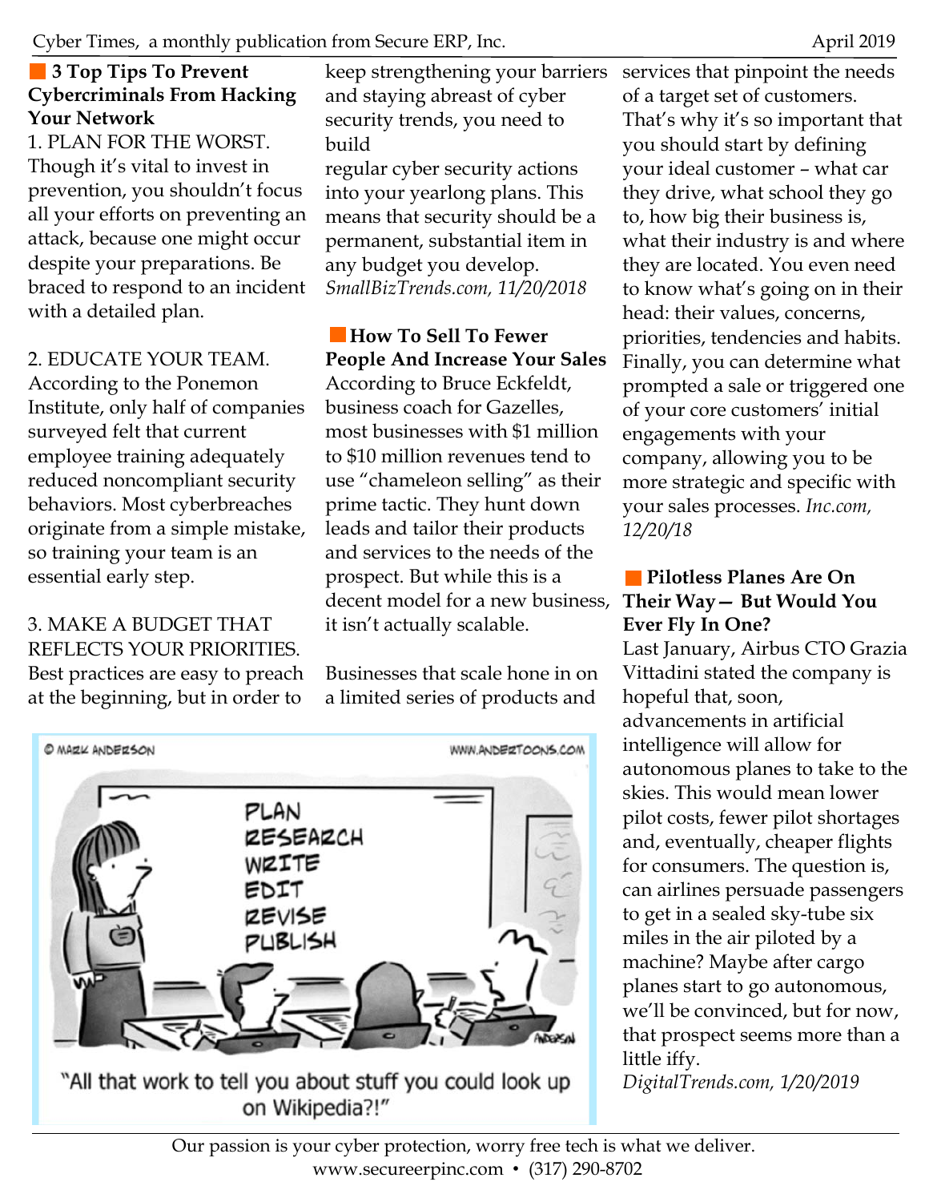## 3 Top Tips To Prevent Cybercriminals From Hacking Your Network

1. PLAN FOR THE WORST. Though it's vital to invest in prevention, you shouldn't focus all your efforts on preventing an attack, because one might occur despite your preparations. Be braced to respond to an incident with a detailed plan.

2. EDUCATE YOUR TEAM. According to the Ponemon Institute, only half of companies surveyed felt that current employee training adequately reduced noncompliant security behaviors. Most cyberbreaches originate from a simple mistake, so training your team is an essential early step.

3. MAKE A BUDGET THAT REFLECTS YOUR PRIORITIES. Best practices are easy to preach at the beginning, but in order to keep strengthening your barriers and staying abreast of cyber security trends, you need to build regular cyber security actions into your yearlong plans. This means that security should be a permanent, substantial item in any budget you develop. *SmallBizTrends.com, 11/20/2018*

## How To Sell To Fewer People And Increase Your Sales

According to Bruce Eckfeldt, business coach for Gazelles, most businesses with $1 million to $10 million revenues tend to use "chameleon selling" as their prime tactic. They hunt down leads and tailor their products and services to the needs of the prospect. But while this is a decent model for a new business, it isn't actually scalable.

Businesses that scale hone in on a limited series of products and services that pinpoint the needs of a target set of customers. That's why it's so important that you should start by defining your ideal customer – what car they drive, what school they go to, how big their business is, what their industry is and where they are located. You even need to know what's going on in their head: their values, concerns, priorities, tendencies and habits. Finally, you can determine what prompted a sale or triggered one of your core customers' initial engagements with your company, allowing you to be more strategic and specific with your sales processes. *Inc.com, 12/20/18*

"All that work to tell you about stuff you could look up on Wikipedia?!"

## Pilotless Planes Are On Their Way— But Would You Ever Fly In One?

Last January, Airbus CTO Grazia Vittadini stated the company is hopeful that, soon, advancements in artificial intelligence will allow for autonomous planes to take to the skies. This would mean lower pilot costs, fewer pilot shortages and, eventually, cheaper flights for consumers. The question is, can airlines persuade passengers to get in a sealed sky-tube six miles in the air piloted by a machine? Maybe after cargo planes start to go autonomous, we'll be convinced, but for now, that prospect seems more than a little iffy. *DigitalTrends.com, 1/20/2019*